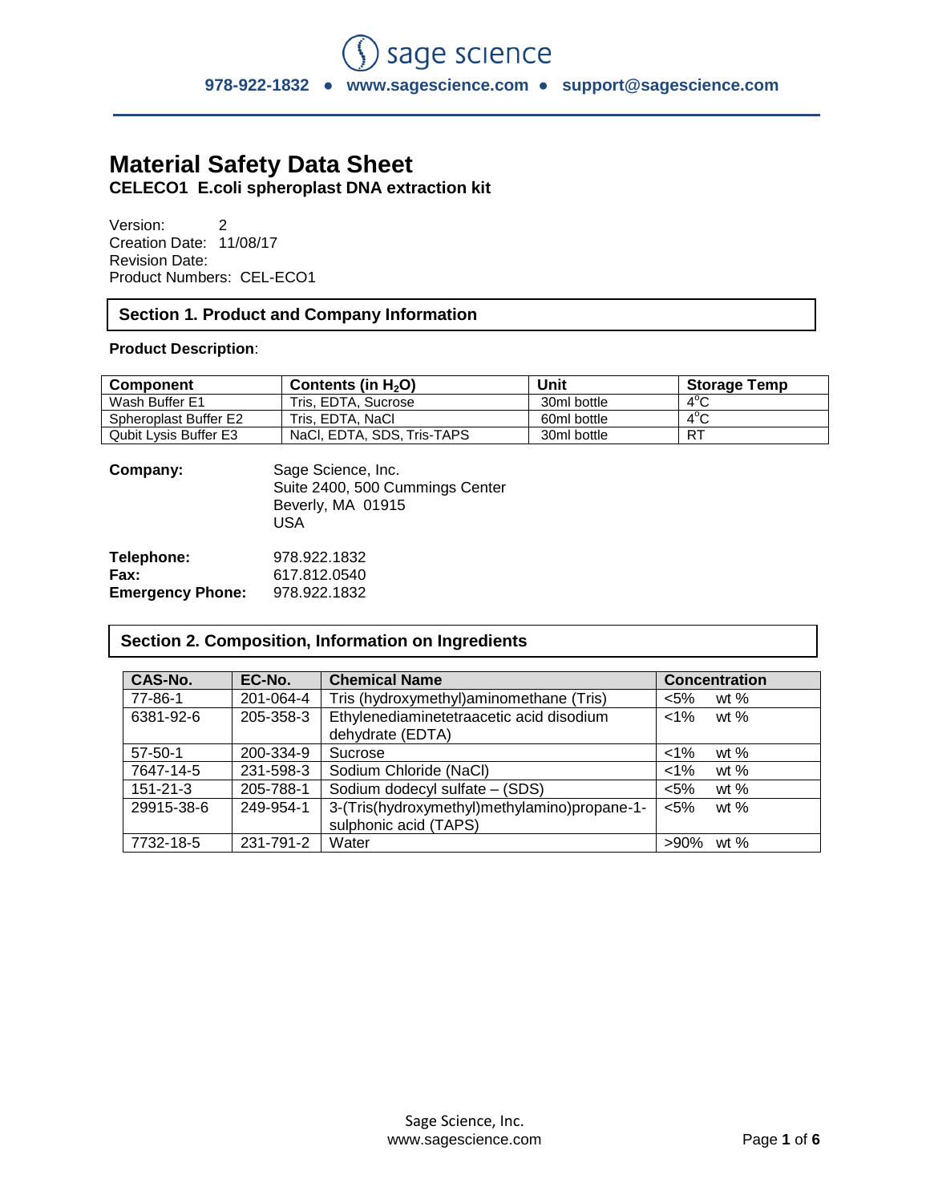sage science

978-922-1832 ● www.sagescience.com ● support@sagescience.com

# Material Safety Data Sheet

**CELECO1 E.coli spheroplast DNA extraction kit**

Version: 2
Creation Date: 11/08/17
Revision Date:
Product Numbers: CEL-ECO1

## Section 1. Product and Company Information

**Product Description**:

| Component | Contents (in $H_2O$) | Unit | Storage Temp |
|---|---|---|---|
| Wash Buffer E1 | Tris, EDTA, Sucrose | 30ml bottle | $4^oC$ |
| Spheroplast Buffer E2 | Tris, EDTA, NaCl | 60ml bottle | $4^oC$ |
| Qubit Lysis Buffer E3 | NaCl, EDTA, SDS, Tris-TAPS | 30ml bottle | RT |

**Company:** Sage Science, Inc.
Suite 2400, 500 Cummings Center
Beverly, MA 01915
USA

**Telephone:** 978.922.1832
**Fax:** 617.812.0540
**Emergency Phone:** 978.922.1832

## Section 2. Composition, Information on Ingredients

| CAS-No. | EC-No. | Chemical Name | Concentration |
|---|---|---|---|
| 77-86-1 | 201-064-4 | Tris (hydroxymethyl)aminomethane (Tris) | <5% wt % |
| 6381-92-6 | 205-358-3 | Ethylenediaminetetraacetic acid disodium dehydrate (EDTA) | <1% wt % |
| 57-50-1 | 200-334-9 | Sucrose | <1% wt % |
| 7647-14-5 | 231-598-3 | Sodium Chloride (NaCl) | <1% wt % |
| 151-21-3 | 205-788-1 | Sodium dodecyl sulfate – (SDS) | <5% wt % |
| 29915-38-6 | 249-954-1 | 3-(Tris(hydroxymethyl)methylamino)propane-1-sulphonic acid (TAPS) | <5% wt % |
| 7732-18-5 | 231-791-2 | Water | >90% wt % |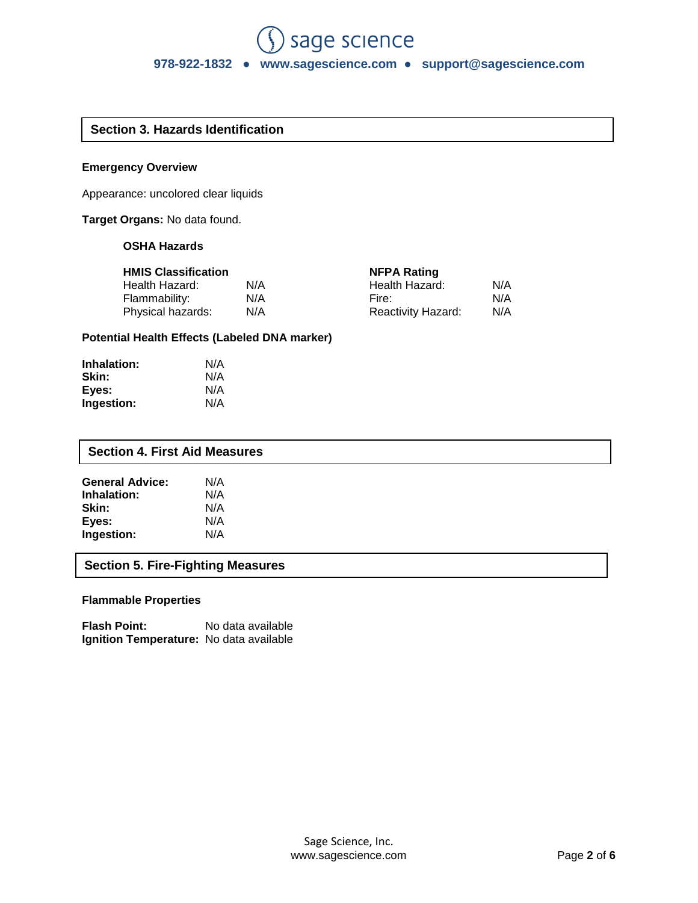## Section 3. Hazards Identification

**Emergency Overview**

Appearance: uncolored clear liquids

**Target Organs:** No data found.

**OSHA Hazards**

| HMIS Classification | | NFPA Rating | |
|---|---|---|---|
| Health Hazard: | N/A | Health Hazard: | N/A |
| Flammability: | N/A | Fire: | N/A |
| Physical hazards: | N/A | Reactivity Hazard: | N/A |

**Potential Health Effects (Labeled DNA marker)**

**Inhalation:** N/A
**Skin:** N/A
**Eyes:** N/A
**Ingestion:** N/A

## Section 4. First Aid Measures

**General Advice:** N/A
**Inhalation:** N/A
**Skin:** N/A
**Eyes:** N/A
**Ingestion:** N/A

## Section 5. Fire-Fighting Measures

**Flammable Properties**

**Flash Point:** No data available
**Ignition Temperature:** No data available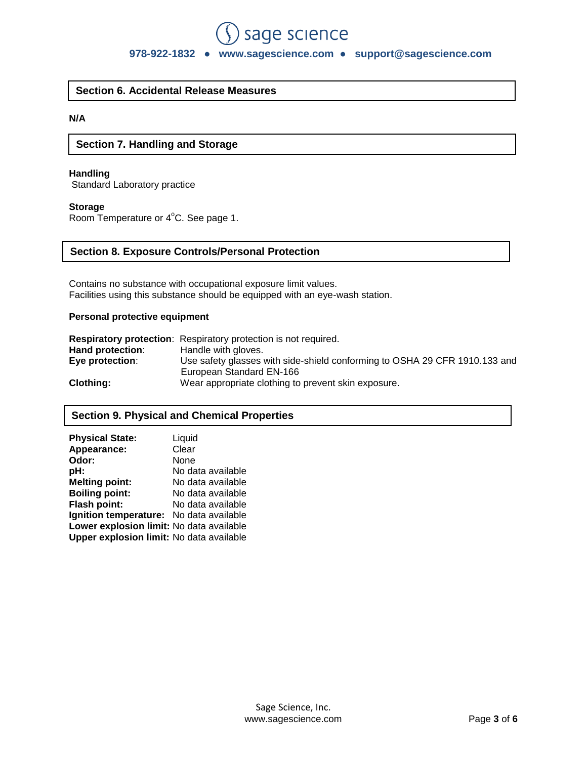## Section 6. Accidental Release Measures

**N/A**

## Section 7. Handling and Storage

**Handling**

Standard Laboratory practice

**Storage**

Room Temperature or $4^{o}$C. See page 1.

## Section 8. Exposure Controls/Personal Protection

Contains no substance with occupational exposure limit values.
Facilities using this substance should be equipped with an eye-wash station.

**Personal protective equipment**

**Respiratory protection**: Respiratory protection is not required.
**Hand protection**: Handle with gloves.
**Eye protection**: Use safety glasses with side-shield conforming to OSHA 29 CFR 1910.133 and European Standard EN-166
**Clothing:** Wear appropriate clothing to prevent skin exposure.

## Section 9. Physical and Chemical Properties

**Physical State:** Liquid
**Appearance:** Clear
**Odor:** None
**pH:** No data available
**Melting point:** No data available
**Boiling point:** No data available
**Flash point:** No data available
**Ignition temperature:** No data available
**Lower explosion limit:** No data available
**Upper explosion limit:** No data available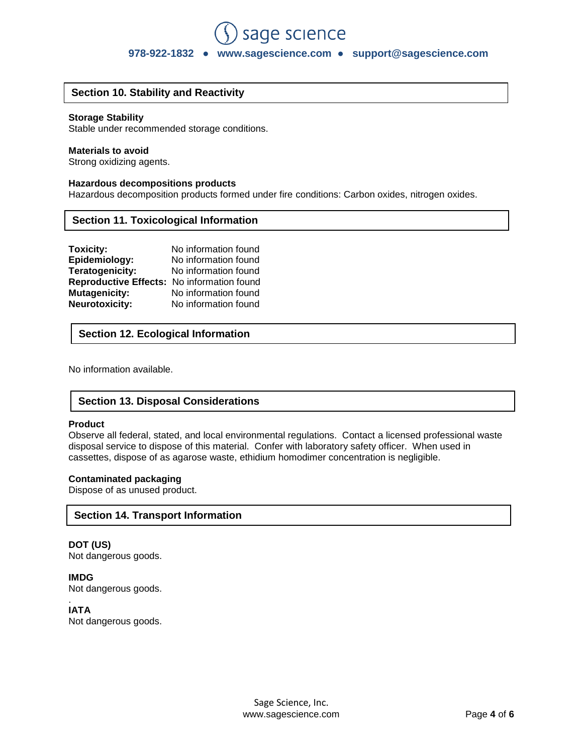## Section 10. Stability and Reactivity

**Storage Stability**
Stable under recommended storage conditions.

**Materials to avoid**
Strong oxidizing agents.

**Hazardous decompositions products**
Hazardous decomposition products formed under fire conditions: Carbon oxides, nitrogen oxides.

## Section 11. Toxicological Information

| | |
|---|---|
| **Toxicity:** | No information found |
| **Epidemiology:** | No information found |
| **Teratogenicity:** | No information found |
| **Reproductive Effects:** | No information found |
| **Mutagenicity:** | No information found |
| **Neurotoxicity:** | No information found |

## Section 12. Ecological Information

No information available.

## Section 13. Disposal Considerations

**Product**
Observe all federal, stated, and local environmental regulations. Contact a licensed professional waste disposal service to dispose of this material. Confer with laboratory safety officer. When used in cassettes, dispose of as agarose waste, ethidium homodimer concentration is negligible.

**Contaminated packaging**
Dispose of as unused product.

## Section 14. Transport Information

**DOT (US)**
Not dangerous goods.

**IMDG**
Not dangerous goods.

**IATA**
Not dangerous goods.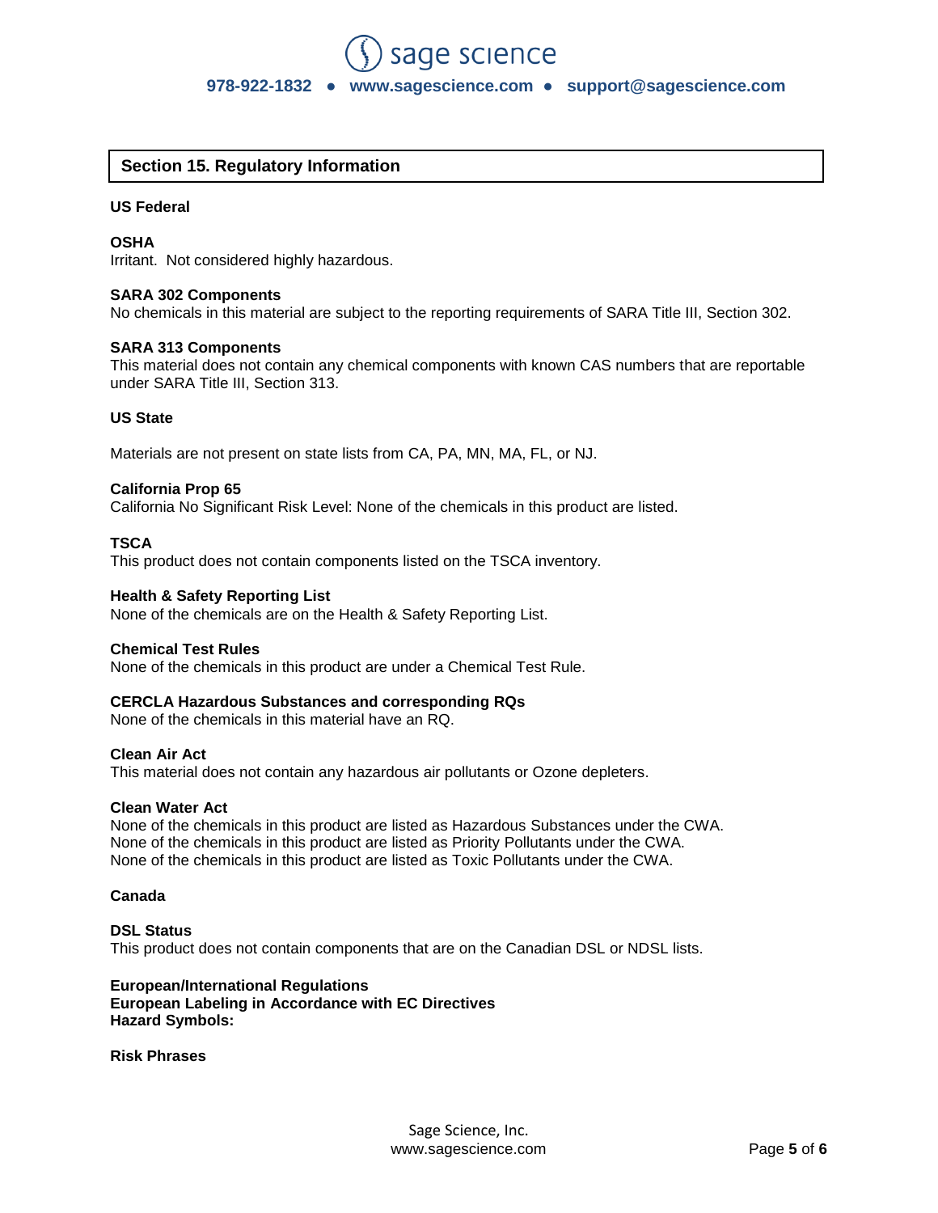## Section 15. Regulatory Information

**US Federal**

**OSHA**
Irritant. Not considered highly hazardous.

**SARA 302 Components**
No chemicals in this material are subject to the reporting requirements of SARA Title III, Section 302.

**SARA 313 Components**
This material does not contain any chemical components with known CAS numbers that are reportable under SARA Title III, Section 313.

**US State**

Materials are not present on state lists from CA, PA, MN, MA, FL, or NJ.

**California Prop 65**
California No Significant Risk Level: None of the chemicals in this product are listed.

**TSCA**
This product does not contain components listed on the TSCA inventory.

**Health & Safety Reporting List**
None of the chemicals are on the Health & Safety Reporting List.

**Chemical Test Rules**
None of the chemicals in this product are under a Chemical Test Rule.

**CERCLA Hazardous Substances and corresponding RQs**
None of the chemicals in this material have an RQ.

**Clean Air Act**
This material does not contain any hazardous air pollutants or Ozone depleters.

**Clean Water Act**
None of the chemicals in this product are listed as Hazardous Substances under the CWA.
None of the chemicals in this product are listed as Priority Pollutants under the CWA.
None of the chemicals in this product are listed as Toxic Pollutants under the CWA.

**Canada**

**DSL Status**
This product does not contain components that are on the Canadian DSL or NDSL lists.

**European/International Regulations**
**European Labeling in Accordance with EC Directives**
**Hazard Symbols:**

**Risk Phrases**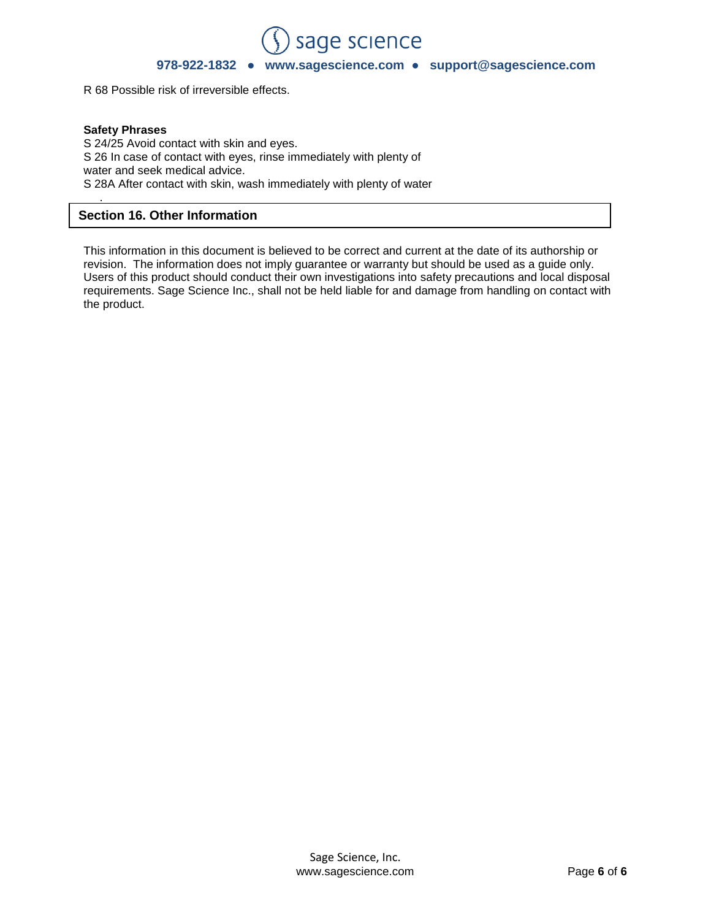R 68 Possible risk of irreversible effects.

**Safety Phrases**

S 24/25 Avoid contact with skin and eyes.
S 26 In case of contact with eyes, rinse immediately with plenty of water and seek medical advice.
S 28A After contact with skin, wash immediately with plenty of water
.

## Section 16. Other Information

This information in this document is believed to be correct and current at the date of its authorship or revision. The information does not imply guarantee or warranty but should be used as a guide only. Users of this product should conduct their own investigations into safety precautions and local disposal requirements. Sage Science Inc., shall not be held liable for and damage from handling on contact with the product.